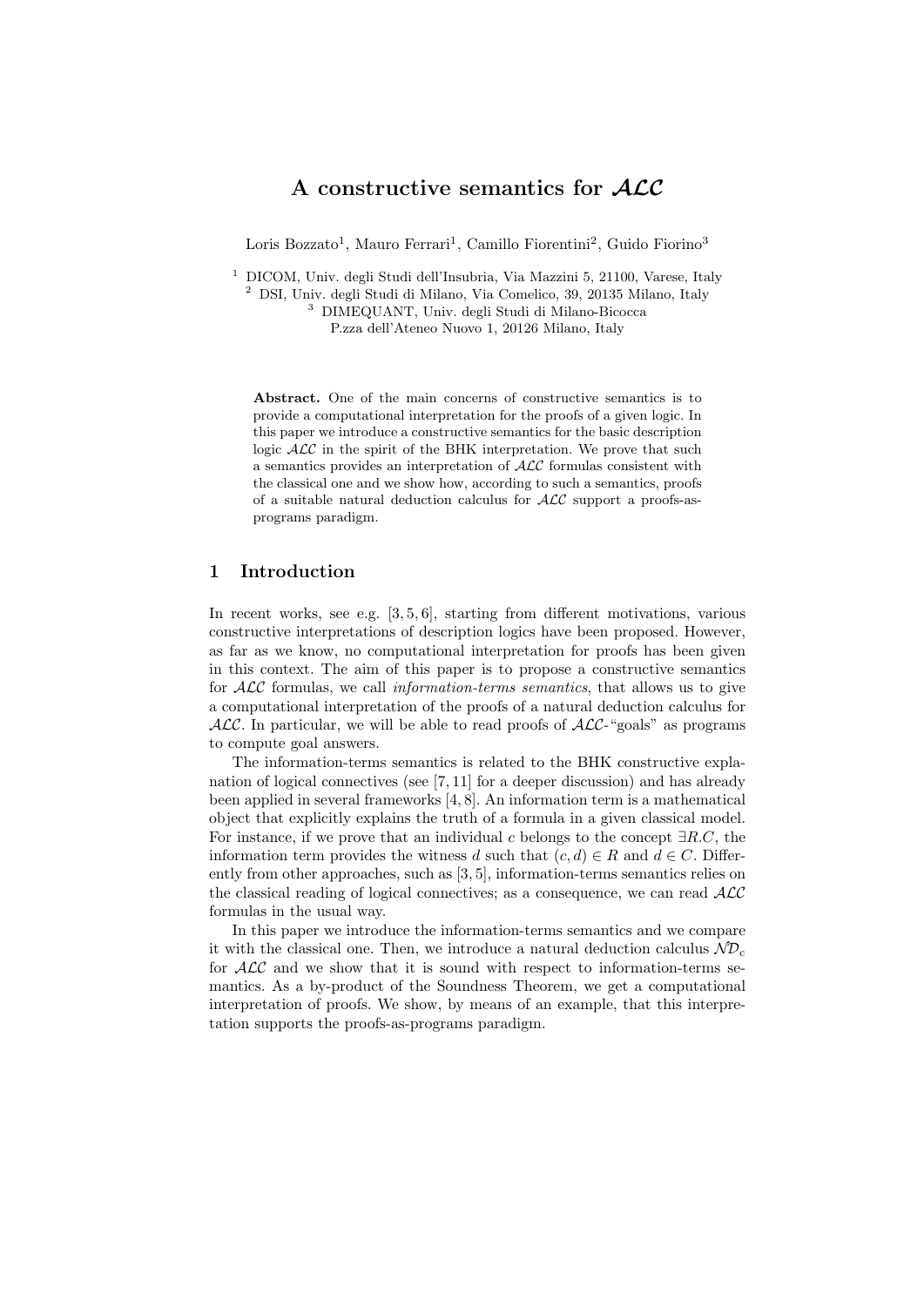// A constructive semantics for $\mathcal{ALC}$

Loris Bozzato[1], Mauro Ferrari[1], Camillo Fiorentini[2], Guido Fiorino[3]

[1] DICOM, Univ. degli Studi dell'Insubria, Via Mazzini 5, 21100, Varese, Italy
[2] DSI, Univ. degli Studi di Milano, Via Comelico, 39, 20135 Milano, Italy
[3] DIMEQUANT, Univ. degli Studi di Milano-Bicocca
P.zza dell'Ateneo Nuovo 1, 20126 Milano, Italy

**Abstract.** One of the main concerns of constructive semantics is to provide a computational interpretation for the proofs of a given logic. In this paper we introduce a constructive semantics for the basic description logic $\mathcal{ALC}$ in the spirit of the BHK interpretation. We prove that such a semantics provides an interpretation of $\mathcal{ALC}$ formulas consistent with the classical one and we show how, according to such a semantics, proofs of a suitable natural deduction calculus for $\mathcal{ALC}$ support a proofs-as-programs paradigm.

## 1 Introduction

In recent works, see e.g. [3, 5, 6], starting from different motivations, various constructive interpretations of description logics have been proposed. However, as far as we know, no computational interpretation for proofs has been given in this context. The aim of this paper is to propose a constructive semantics for $\mathcal{ALC}$ formulas, we call *information-terms semantics*, that allows us to give a computational interpretation of the proofs of a natural deduction calculus for $\mathcal{ALC}$. In particular, we will be able to read proofs of $\mathcal{ALC}$-"goals" as programs to compute goal answers.

The information-terms semantics is related to the BHK constructive explanation of logical connectives (see [7, 11] for a deeper discussion) and has already been applied in several frameworks [4, 8]. An information term is a mathematical object that explicitly explains the truth of a formula in a given classical model. For instance, if we prove that an individual $c$ belongs to the concept $\exists R.C$, the information term provides the witness $d$ such that $(c, d) \in R$ and $d \in C$. Differently from other approaches, such as [3, 5], information-terms semantics relies on the classical reading of logical connectives; as a consequence, we can read $\mathcal{ALC}$ formulas in the usual way.

In this paper we introduce the information-terms semantics and we compare it with the classical one. Then, we introduce a natural deduction calculus $\mathcal{ND}_c$ for $\mathcal{ALC}$ and we show that it is sound with respect to information-terms semantics. As a by-product of the Soundness Theorem, we get a computational interpretation of proofs. We show, by means of an example, that this interpretation supports the proofs-as-programs paradigm.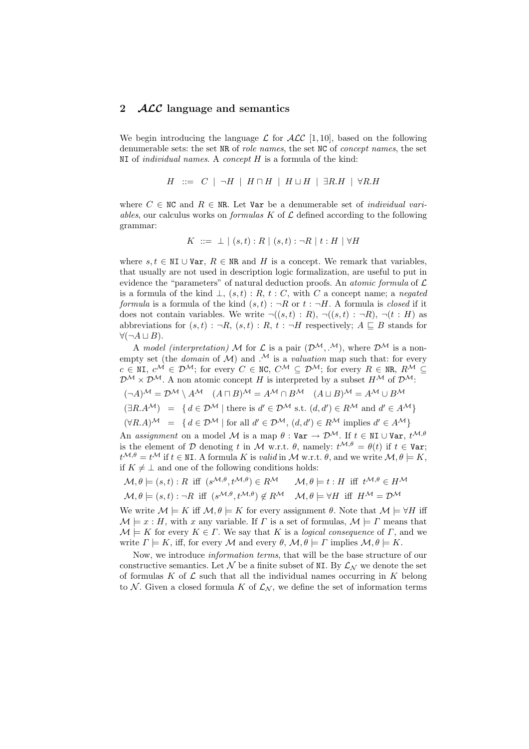## 2 $\mathcal{ALC}$ language and semantics

We begin introducing the language $\mathcal{L}$ for $\mathcal{ALC}$ [1, 10], based on the following denumerable sets: the set $\mathtt{NR}$ of *role names*, the set $\mathtt{NC}$ of *concept names*, the set $\mathtt{NI}$ of *individual names*. A *concept* $H$ is a formula of the kind:

$$H \ ::= \ C \ | \ \neg H \ | \ H \sqcap H \ | \ H \sqcup H \ | \ \exists R.H \ | \ \forall R.H$$

where $C \in \mathtt{NC}$ and $R \in \mathtt{NR}$. Let $\mathtt{Var}$ be a denumerable set of *individual variables*, our calculus works on *formulas* $K$ of $\mathcal{L}$ defined according to the following grammar:

$$K \ ::= \ \bot \mid (s,t) : R \mid (s,t) : \neg R \mid t : H \mid \forall H$$

where $s, t \in \mathtt{NI} \cup \mathtt{Var}$, $R \in \mathtt{NR}$ and $H$ is a concept. We remark that variables, that usually are not used in description logic formalization, are useful to put in evidence the "parameters" of natural deduction proofs. An *atomic formula* of $\mathcal{L}$ is a formula of the kind $\bot$, $(s,t) : R$, $t : C$, with $C$ a concept name; a *negated formula* is a formula of the kind $(s,t) : \neg R$ or $t : \neg H$. A formula is *closed* if it does not contain variables. We write $\neg((s,t) : R)$, $\neg((s,t) : \neg R)$, $\neg(t : H)$ as abbreviations for $(s,t) : \neg R$, $(s,t) : R$, $t : \neg H$ respectively; $A \sqsubseteq B$ stands for $\forall(\neg A \sqcup B)$.

A *model (interpretation)* $\mathcal{M}$ for $\mathcal{L}$ is a pair $(\mathcal{D}^{\mathcal{M}}, \cdot^{\mathcal{M}})$, where $\mathcal{D}^{\mathcal{M}}$ is a non-empty set (the *domain* of $\mathcal{M}$) and $\cdot^{\mathcal{M}}$ is a *valuation* map such that: for every $c \in \mathtt{NI}$, $c^{\mathcal{M}} \in \mathcal{D}^{\mathcal{M}}$; for every $C \in \mathtt{NC}$, $C^{\mathcal{M}} \subseteq \mathcal{D}^{\mathcal{M}}$; for every $R \in \mathtt{NR}$, $R^{\mathcal{M}} \subseteq \mathcal{D}^{\mathcal{M}} \times \mathcal{D}^{\mathcal{M}}$. A non atomic concept $H$ is interpreted by a subset $H^{\mathcal{M}}$ of $\mathcal{D}^{\mathcal{M}}$:

$$(\neg A)^{\mathcal{M}} = \mathcal{D}^{\mathcal{M}} \setminus A^{\mathcal{M}} \quad (A \sqcap B)^{\mathcal{M}} = A^{\mathcal{M}} \cap B^{\mathcal{M}} \quad (A \sqcup B)^{\mathcal{M}} = A^{\mathcal{M}} \cup B^{\mathcal{M}}$$

$$(\exists R.A^{\mathcal{M}}) \ = \ \{\, d \in \mathcal{D}^{\mathcal{M}} \mid \text{there is } d' \in \mathcal{D}^{\mathcal{M}} \text{ s.t. } (d, d') \in R^{\mathcal{M}} \text{ and } d' \in A^{\mathcal{M}} \}$$

$$(\forall R.A)^{\mathcal{M}} \ = \ \{\, d \in \mathcal{D}^{\mathcal{M}} \mid \text{for all } d' \in \mathcal{D}^{\mathcal{M}},\ (d, d') \in R^{\mathcal{M}} \text{ implies } d' \in A^{\mathcal{M}} \}$$

An *assignment* on a model $\mathcal{M}$ is a map $\theta : \mathtt{Var} \to \mathcal{D}^{\mathcal{M}}$. If $t \in \mathtt{NI} \cup \mathtt{Var}$, $t^{\mathcal{M},\theta}$ is the element of $\mathcal{D}$ denoting $t$ in $\mathcal{M}$ w.r.t. $\theta$, namely: $t^{\mathcal{M},\theta} = \theta(t)$ if $t \in \mathtt{Var}$; $t^{\mathcal{M},\theta} = t^{\mathcal{M}}$ if $t \in \mathtt{NI}$. A formula $K$ is *valid* in $\mathcal{M}$ w.r.t. $\theta$, and we write $\mathcal{M}, \theta \models K$, if $K \neq \bot$ and one of the following conditions holds:

$$\mathcal{M}, \theta \models (s,t) : R \ \text{ iff } \ (s^{\mathcal{M},\theta}, t^{\mathcal{M},\theta}) \in R^{\mathcal{M}} \qquad \mathcal{M}, \theta \models t : H \ \text{ iff } \ t^{\mathcal{M},\theta} \in H^{\mathcal{M}}$$

$$\mathcal{M}, \theta \models (s,t) : \neg R \ \text{ iff } \ (s^{\mathcal{M},\theta}, t^{\mathcal{M},\theta}) \notin R^{\mathcal{M}} \qquad \mathcal{M}, \theta \models \forall H \ \text{ iff } \ H^{\mathcal{M}} = \mathcal{D}^{\mathcal{M}}$$

We write $\mathcal{M} \models K$ iff $\mathcal{M}, \theta \models K$ for every assignment $\theta$. Note that $\mathcal{M} \models \forall H$ iff $\mathcal{M} \models x : H$, with $x$ any variable. If $\Gamma$ is a set of formulas, $\mathcal{M} \models \Gamma$ means that $\mathcal{M} \models K$ for every $K \in \Gamma$. We say that $K$ is a *logical consequence* of $\Gamma$, and we write $\Gamma \models K$, iff, for every $\mathcal{M}$ and every $\theta$, $\mathcal{M}, \theta \models \Gamma$ implies $\mathcal{M}, \theta \models K$.

Now, we introduce *information terms*, that will be the base structure of our constructive semantics. Let $\mathcal{N}$ be a finite subset of $\mathtt{NI}$. By $\mathcal{L}_{\mathcal{N}}$ we denote the set of formulas $K$ of $\mathcal{L}$ such that all the individual names occurring in $K$ belong to $\mathcal{N}$. Given a closed formula $K$ of $\mathcal{L}_{\mathcal{N}}$, we define the set of information terms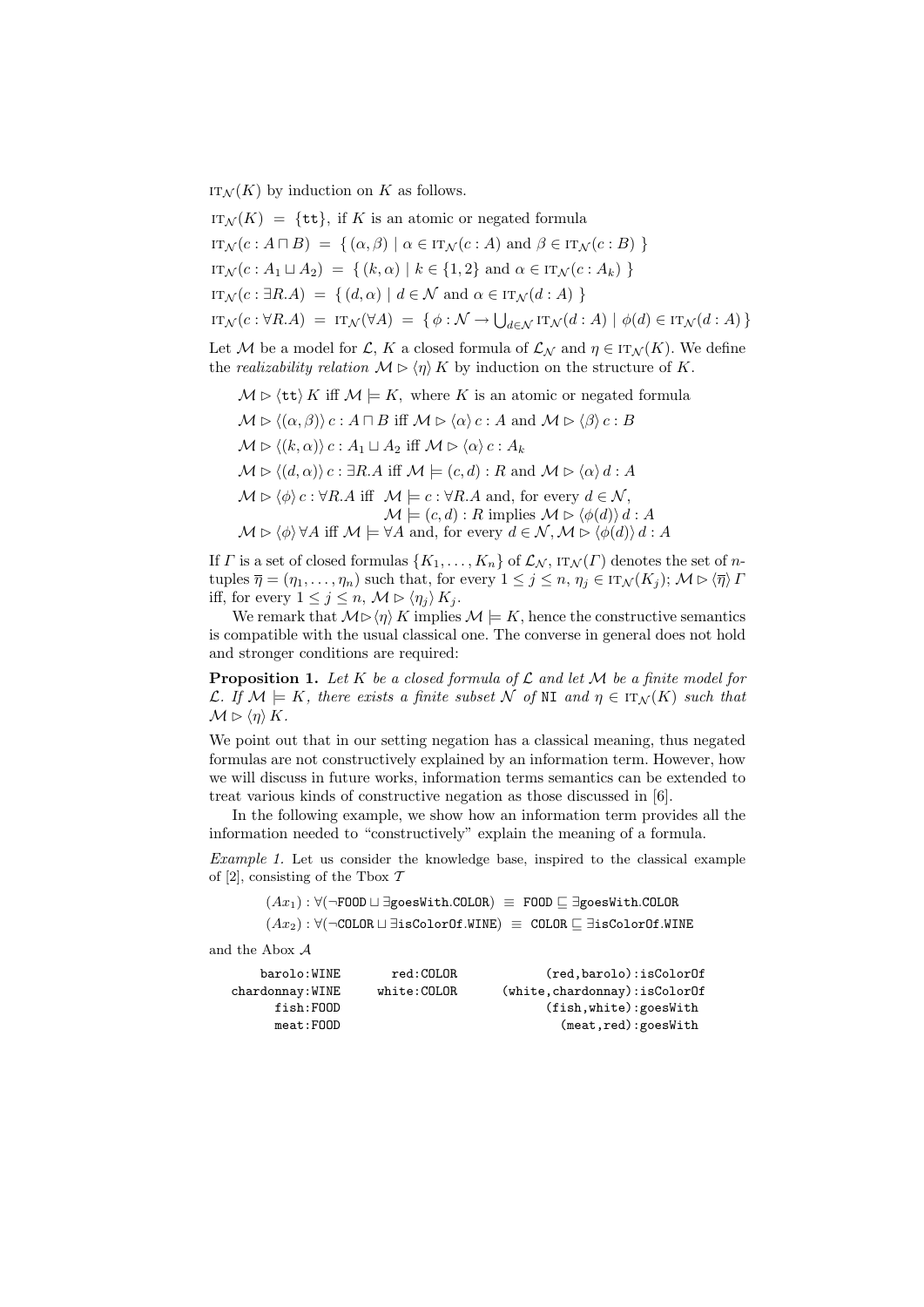$\text{IT}_{\mathcal{N}}(K)$ by induction on $K$ as follows.

$$\text{IT}_{\mathcal{N}}(K) \;=\; \{\texttt{tt}\}, \text{ if } K \text{ is an atomic or negated formula}$$

$$\text{IT}_{\mathcal{N}}(c : A \sqcap B) \;=\; \{\, (\alpha, \beta) \mid \alpha \in \text{IT}_{\mathcal{N}}(c : A) \text{ and } \beta \in \text{IT}_{\mathcal{N}}(c : B) \,\}$$

$$\text{IT}_{\mathcal{N}}(c : A_1 \sqcup A_2) \;=\; \{\, (k, \alpha) \mid k \in \{1, 2\} \text{ and } \alpha \in \text{IT}_{\mathcal{N}}(c : A_k) \,\}$$

$$\text{IT}_{\mathcal{N}}(c : \exists R.A) \;=\; \{\, (d, \alpha) \mid d \in \mathcal{N} \text{ and } \alpha \in \text{IT}_{\mathcal{N}}(d : A) \,\}$$

$$\text{IT}_{\mathcal{N}}(c : \forall R.A) \;=\; \text{IT}_{\mathcal{N}}(\forall A) \;=\; \{\, \phi : \mathcal{N} \to \textstyle\bigcup_{d \in \mathcal{N}} \text{IT}_{\mathcal{N}}(d : A) \mid \phi(d) \in \text{IT}_{\mathcal{N}}(d : A) \,\}$$

Let $\mathcal{M}$ be a model for $\mathcal{L}$, $K$ a closed formula of $\mathcal{L}_{\mathcal{N}}$ and $\eta \in \text{IT}_{\mathcal{N}}(K)$. We define the *realizability relation* $\mathcal{M} \rhd \langle\eta\rangle\, K$ by induction on the structure of $K$.

$\mathcal{M} \rhd \langle \texttt{tt} \rangle\, K$ iff $\mathcal{M} \models K$, where $K$ is an atomic or negated formula

$\mathcal{M} \rhd \langle(\alpha, \beta)\rangle\, c : A \sqcap B$ iff $\mathcal{M} \rhd \langle\alpha\rangle\, c : A$ and $\mathcal{M} \rhd \langle\beta\rangle\, c : B$

$\mathcal{M} \rhd \langle(k, \alpha)\rangle\, c : A_1 \sqcup A_2$ iff $\mathcal{M} \rhd \langle\alpha\rangle\, c : A_k$

$\mathcal{M} \rhd \langle(d, \alpha)\rangle\, c : \exists R.A$ iff $\mathcal{M} \models (c, d) : R$ and $\mathcal{M} \rhd \langle\alpha\rangle\, d : A$

$\mathcal{M} \rhd \langle\phi\rangle\, c : \forall R.A$ iff $\mathcal{M} \models c : \forall R.A$ and, for every $d \in \mathcal{N}$, $\mathcal{M} \models (c, d) : R$ implies $\mathcal{M} \rhd \langle\phi(d)\rangle\, d : A$

$\mathcal{M} \rhd \langle\phi\rangle\, \forall A$ iff $\mathcal{M} \models \forall A$ and, for every $d \in \mathcal{N}, \mathcal{M} \rhd \langle\phi(d)\rangle\, d : A$

If $\Gamma$ is a set of closed formulas $\{K_1, \ldots, K_n\}$ of $\mathcal{L}_{\mathcal{N}}$, $\text{IT}_{\mathcal{N}}(\Gamma)$ denotes the set of $n$-tuples $\overline{\eta} = (\eta_1, \ldots, \eta_n)$ such that, for every $1 \leq j \leq n$, $\eta_j \in \text{IT}_{\mathcal{N}}(K_j)$; $\mathcal{M} \rhd \langle\overline{\eta}\rangle\, \Gamma$ iff, for every $1 \leq j \leq n$, $\mathcal{M} \rhd \langle\eta_j\rangle\, K_j$.

We remark that $\mathcal{M} \rhd \langle\eta\rangle\, K$ implies $\mathcal{M} \models K$, hence the constructive semantics is compatible with the usual classical one. The converse in general does not hold and stronger conditions are required:

**Proposition 1.** *Let $K$ be a closed formula of $\mathcal{L}$ and let $\mathcal{M}$ be a finite model for $\mathcal{L}$. If $\mathcal{M} \models K$, there exists a finite subset $\mathcal{N}$ of* NI *and $\eta \in \text{IT}_{\mathcal{N}}(K)$ such that $\mathcal{M} \rhd \langle\eta\rangle\, K$.*

We point out that in our setting negation has a classical meaning, thus negated formulas are not constructively explained by an information term. However, how we will discuss in future works, information terms semantics can be extended to treat various kinds of constructive negation as those discussed in [6].

In the following example, we show how an information term provides all the information needed to "constructively" explain the meaning of a formula.

*Example 1.* Let us consider the knowledge base, inspired to the classical example of [2], consisting of the Tbox $\mathcal{T}$

$$(Ax_1) : \forall(\neg\texttt{FOOD} \sqcup \exists\texttt{goesWith}.\texttt{COLOR}) \;\equiv\; \texttt{FOOD} \sqsubseteq \exists\texttt{goesWith}.\texttt{COLOR}$$

$$(Ax_2) : \forall(\neg\texttt{COLOR} \sqcup \exists\texttt{isColorOf}.\texttt{WINE}) \;\equiv\; \texttt{COLOR} \sqsubseteq \exists\texttt{isColorOf}.\texttt{WINE}$$

and the Abox $\mathcal{A}$

```
     barolo:WINE       red:COLOR           (red,barolo):isColorOf
 chardonnay:WINE     white:COLOR    (white,chardonnay):isColorOf
       fish:FOOD                           (fish,white):goesWith
       meat:FOOD                             (meat,red):goesWith
```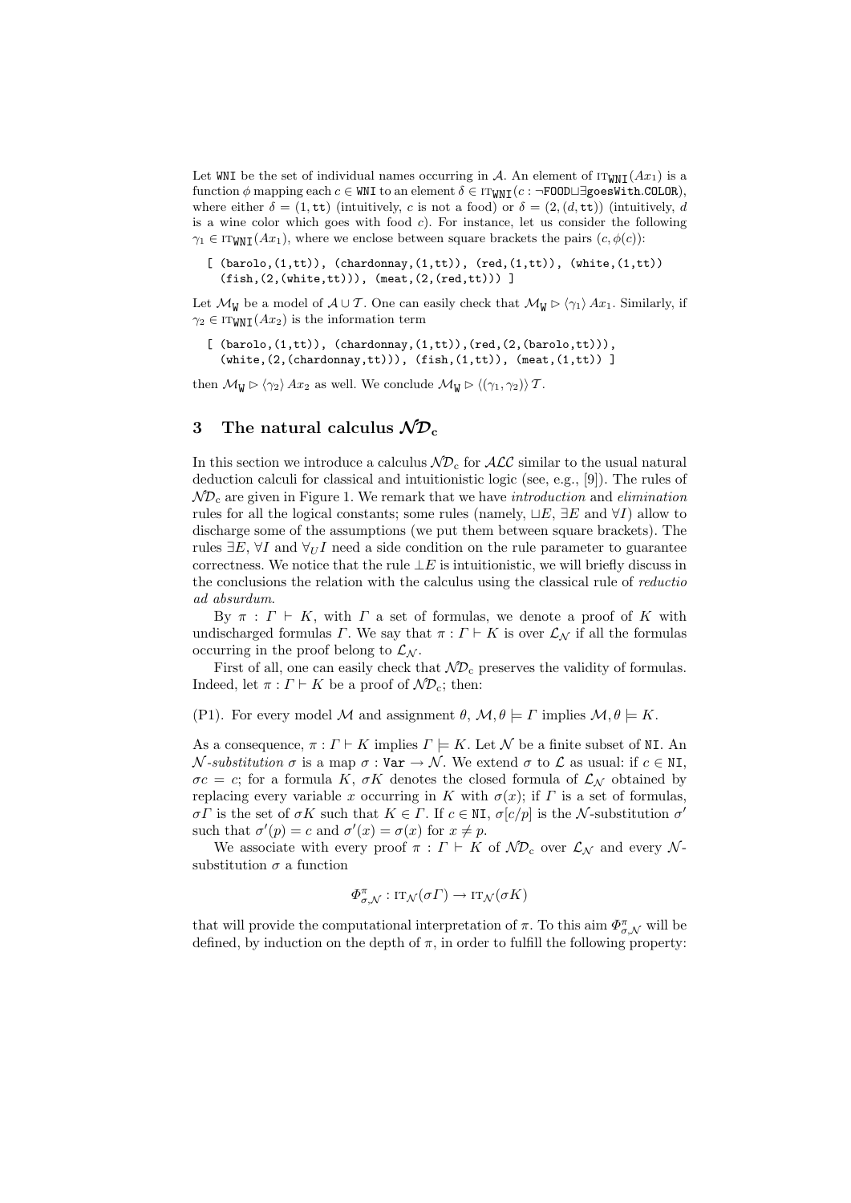Let WNI be the set of individual names occurring in $\mathcal{A}$. An element of $\text{IT}_{\texttt{WNI}}(Ax_1)$ is a function $\phi$ mapping each $c \in \texttt{WNI}$ to an element $\delta \in \text{IT}_{\texttt{WNI}}(c : \neg\texttt{FOOD} \sqcup \exists\texttt{goesWith}.\texttt{COLOR})$, where either $\delta = (1, \texttt{tt})$ (intuitively, $c$ is not a food) or $\delta = (2, (d, \texttt{tt}))$ (intuitively, $d$ is a wine color which goes with food $c$). For instance, let us consider the following $\gamma_1 \in \text{IT}_{\texttt{WNI}}(Ax_1)$, where we enclose between square brackets the pairs $(c, \phi(c))$:

```
[ (barolo,(1,tt)), (chardonnay,(1,tt)), (red,(1,tt)), (white,(1,tt))
  (fish,(2,(white,tt))), (meat,(2,(red,tt))) ]
```

Let $\mathcal{M}_{\texttt{W}}$ be a model of $\mathcal{A} \cup \mathcal{T}$. One can easily check that $\mathcal{M}_{\texttt{W}} \rhd \langle\gamma_1\rangle\, Ax_1$. Similarly, if $\gamma_2 \in \text{IT}_{\texttt{WNI}}(Ax_2)$ is the information term

```
[ (barolo,(1,tt)), (chardonnay,(1,tt)),(red,(2,(barolo,tt))),
  (white,(2,(chardonnay,tt))), (fish,(1,tt)), (meat,(1,tt)) ]
```

then $\mathcal{M}_{\texttt{W}} \rhd \langle\gamma_2\rangle\, Ax_2$ as well. We conclude $\mathcal{M}_{\texttt{W}} \rhd \langle(\gamma_1, \gamma_2)\rangle\, \mathcal{T}$.

## 3 The natural calculus $\mathcal{ND}_c$

In this section we introduce a calculus $\mathcal{ND}_c$ for $\mathcal{ALC}$ similar to the usual natural deduction calculi for classical and intuitionistic logic (see, e.g., [9]). The rules of $\mathcal{ND}_c$ are given in Figure 1. We remark that we have *introduction* and *elimination* rules for all the logical constants; some rules (namely, $\sqcup E$, $\exists E$ and $\forall I$) allow to discharge some of the assumptions (we put them between square brackets). The rules $\exists E$, $\forall I$ and $\forall_U I$ need a side condition on the rule parameter to guarantee correctness. We notice that the rule $\bot E$ is intuitionistic, we will briefly discuss in the conclusions the relation with the calculus using the classical rule of *reductio ad absurdum*.

By $\pi : \Gamma \vdash K$, with $\Gamma$ a set of formulas, we denote a proof of $K$ with undischarged formulas $\Gamma$. We say that $\pi : \Gamma \vdash K$ is over $\mathcal{L}_{\mathcal{N}}$ if all the formulas occurring in the proof belong to $\mathcal{L}_{\mathcal{N}}$.

First of all, one can easily check that $\mathcal{ND}_c$ preserves the validity of formulas. Indeed, let $\pi : \Gamma \vdash K$ be a proof of $\mathcal{ND}_c$; then:

(P1). For every model $\mathcal{M}$ and assignment $\theta$, $\mathcal{M}, \theta \models \Gamma$ implies $\mathcal{M}, \theta \models K$.

As a consequence, $\pi : \Gamma \vdash K$ implies $\Gamma \models K$. Let $\mathcal{N}$ be a finite subset of NI. An $\mathcal{N}$*-substitution* $\sigma$ is a map $\sigma : \texttt{Var} \to \mathcal{N}$. We extend $\sigma$ to $\mathcal{L}$ as usual: if $c \in \texttt{NI}$, $\sigma c = c$; for a formula $K$, $\sigma K$ denotes the closed formula of $\mathcal{L}_{\mathcal{N}}$ obtained by replacing every variable $x$ occurring in $K$ with $\sigma(x)$; if $\Gamma$ is a set of formulas, $\sigma\Gamma$ is the set of $\sigma K$ such that $K \in \Gamma$. If $c \in \texttt{NI}$, $\sigma[c/p]$ is the $\mathcal{N}$-substitution $\sigma'$ such that $\sigma'(p) = c$ and $\sigma'(x) = \sigma(x)$ for $x \neq p$.

We associate with every proof $\pi : \Gamma \vdash K$ of $\mathcal{ND}_c$ over $\mathcal{L}_{\mathcal{N}}$ and every $\mathcal{N}$-substitution $\sigma$ a function

$$\Phi^{\pi}_{\sigma,\mathcal{N}} : \text{IT}_{\mathcal{N}}(\sigma\Gamma) \to \text{IT}_{\mathcal{N}}(\sigma K)$$

that will provide the computational interpretation of $\pi$. To this aim $\Phi^{\pi}_{\sigma,\mathcal{N}}$ will be defined, by induction on the depth of $\pi$, in order to fulfill the following property: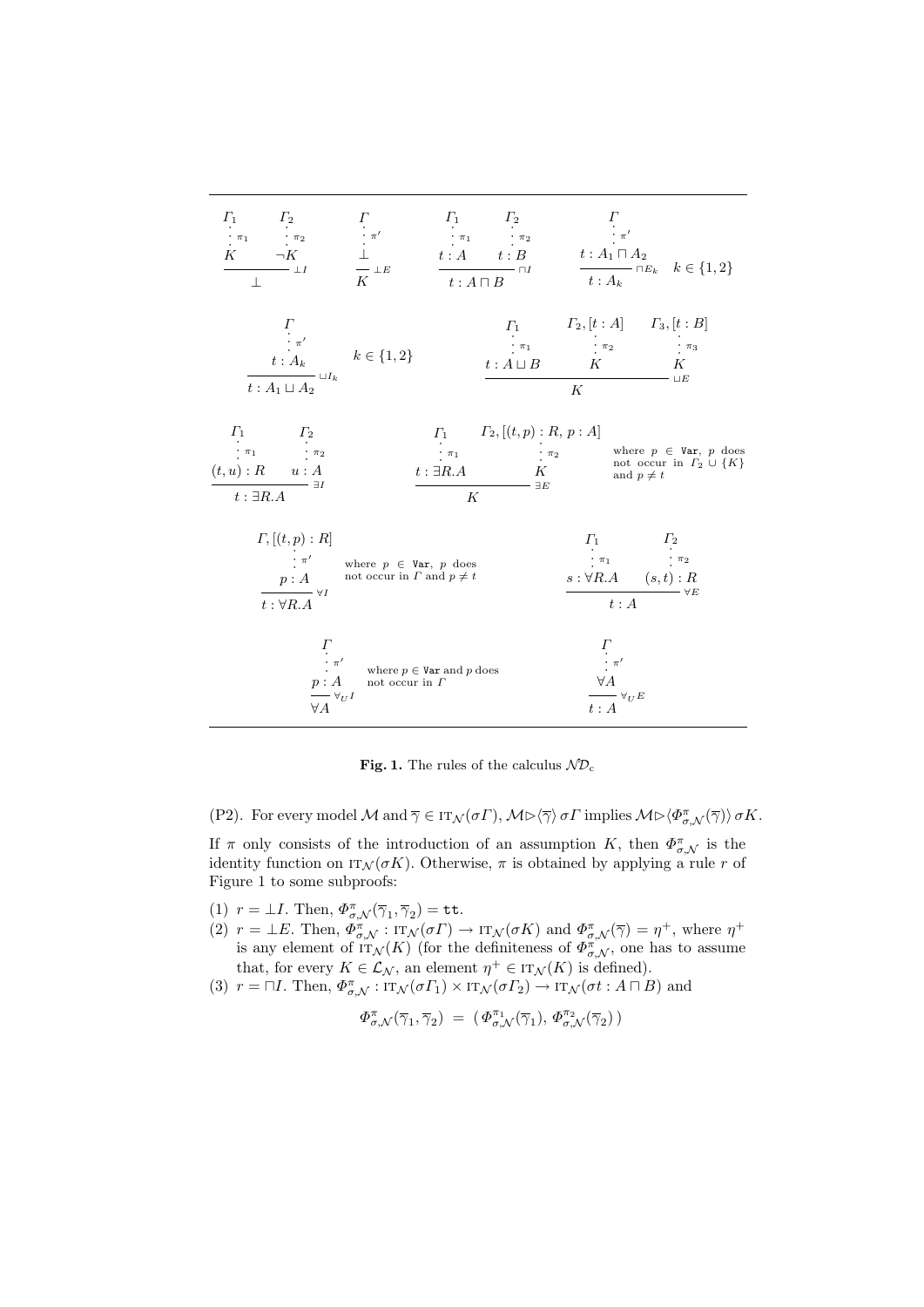$$
\dfrac{\begin{array}{cc}\Gamma_1 & \Gamma_2 \\ \vdots\, \pi_1 & \vdots\, \pi_2 \\ K & \neg K\end{array}}{\bot}\ \bot I
\qquad
\dfrac{\begin{array}{c}\Gamma \\ \vdots\, \pi' \\ \bot\end{array}}{K}\ \bot E
\qquad
\dfrac{\begin{array}{cc}\Gamma_1 & \Gamma_2 \\ \vdots\, \pi_1 & \vdots\, \pi_2 \\ t : A & t : B\end{array}}{t : A \sqcap B}\ \sqcap I
\qquad
\dfrac{\begin{array}{c}\Gamma \\ \vdots\, \pi' \\ t : A_1 \sqcap A_2\end{array}}{t : A_k}\ \sqcap E_k \quad k \in \{1,2\}
$$

$$
\dfrac{\begin{array}{c}\Gamma \\ \vdots\, \pi' \\ t : A_k\end{array}}{t : A_1 \sqcup A_2}\ \sqcup I_k \quad k \in \{1,2\}
\qquad
\dfrac{\begin{array}{ccc}\Gamma_1 & \Gamma_2, [t : A] & \Gamma_3, [t : B] \\ \vdots\, \pi_1 & \vdots\, \pi_2 & \vdots\, \pi_3 \\ t : A \sqcup B & K & K\end{array}}{K}\ \sqcup E
$$

$$
\dfrac{\begin{array}{cc}\Gamma_1 & \Gamma_2 \\ \vdots\, \pi_1 & \vdots\, \pi_2 \\ (t,u) : R & u : A\end{array}}{t : \exists R.A}\ \exists I
\qquad
\dfrac{\begin{array}{cc}\Gamma_1 & \Gamma_2, [(t,p) : R,\, p : A] \\ \vdots\, \pi_1 & \vdots\, \pi_2 \\ t : \exists R.A & K\end{array}}{K}\ \exists E
\quad \text{where } p \in \texttt{Var},\ p \text{ does not occur in } \Gamma_2 \cup \{K\} \text{ and } p \neq t
$$

$$
\dfrac{\begin{array}{c}\Gamma, [(t,p) : R] \\ \vdots\, \pi' \\ p : A\end{array}}{t : \forall R.A}\ \forall I
\quad \text{where } p \in \texttt{Var},\ p \text{ does not occur in } \Gamma \text{ and } p \neq t
\qquad
\dfrac{\begin{array}{cc}\Gamma_1 & \Gamma_2 \\ \vdots\, \pi_1 & \vdots\, \pi_2 \\ s : \forall R.A & (s,t) : R\end{array}}{t : A}\ \forall E
$$

$$
\dfrac{\begin{array}{c}\Gamma \\ \vdots\, \pi' \\ p : A\end{array}}{\forall A}\ \forall_U I
\quad \text{where } p \in \texttt{Var} \text{ and } p \text{ does not occur in } \Gamma
\qquad
\dfrac{\begin{array}{c}\Gamma \\ \vdots\, \pi' \\ \forall A\end{array}}{t : A}\ \forall_U E
$$

**Fig. 1.** The rules of the calculus $\mathcal{ND}_c$

(P2). For every model $\mathcal{M}$ and $\overline{\gamma} \in \mathrm{IT}_{\mathcal{N}}(\sigma\Gamma)$, $\mathcal{M} \rhd \langle\overline{\gamma}\rangle\, \sigma\Gamma$ implies $\mathcal{M} \rhd \langle \Phi^{\pi}_{\sigma,\mathcal{N}}(\overline{\gamma})\rangle\, \sigma K$.

If $\pi$ only consists of the introduction of an assumption $K$, then $\Phi^{\pi}_{\sigma,\mathcal{N}}$ is the identity function on $\mathrm{IT}_{\mathcal{N}}(\sigma K)$. Otherwise, $\pi$ is obtained by applying a rule $r$ of Figure 1 to some subproofs:

(1) $r = \bot I$. Then, $\Phi^{\pi}_{\sigma,\mathcal{N}}(\overline{\gamma}_1, \overline{\gamma}_2) = \texttt{tt}$.
(2) $r = \bot E$. Then, $\Phi^{\pi}_{\sigma,\mathcal{N}} : \mathrm{IT}_{\mathcal{N}}(\sigma\Gamma) \to \mathrm{IT}_{\mathcal{N}}(\sigma K)$ and $\Phi^{\pi}_{\sigma,\mathcal{N}}(\overline{\gamma}) = \eta^+$, where $\eta^+$ is any element of $\mathrm{IT}_{\mathcal{N}}(K)$ (for the definiteness of $\Phi^{\pi}_{\sigma,\mathcal{N}}$, one has to assume that, for every $K \in \mathcal{L}_{\mathcal{N}}$, an element $\eta^+ \in \mathrm{IT}_{\mathcal{N}}(K)$ is defined).
(3) $r = \sqcap I$. Then, $\Phi^{\pi}_{\sigma,\mathcal{N}} : \mathrm{IT}_{\mathcal{N}}(\sigma\Gamma_1) \times \mathrm{IT}_{\mathcal{N}}(\sigma\Gamma_2) \to \mathrm{IT}_{\mathcal{N}}(\sigma t : A \sqcap B)$ and

$$\Phi^{\pi}_{\sigma,\mathcal{N}}(\overline{\gamma}_1, \overline{\gamma}_2) \;=\; (\,\Phi^{\pi_1}_{\sigma,\mathcal{N}}(\overline{\gamma}_1),\, \Phi^{\pi_2}_{\sigma,\mathcal{N}}(\overline{\gamma}_2)\,)$$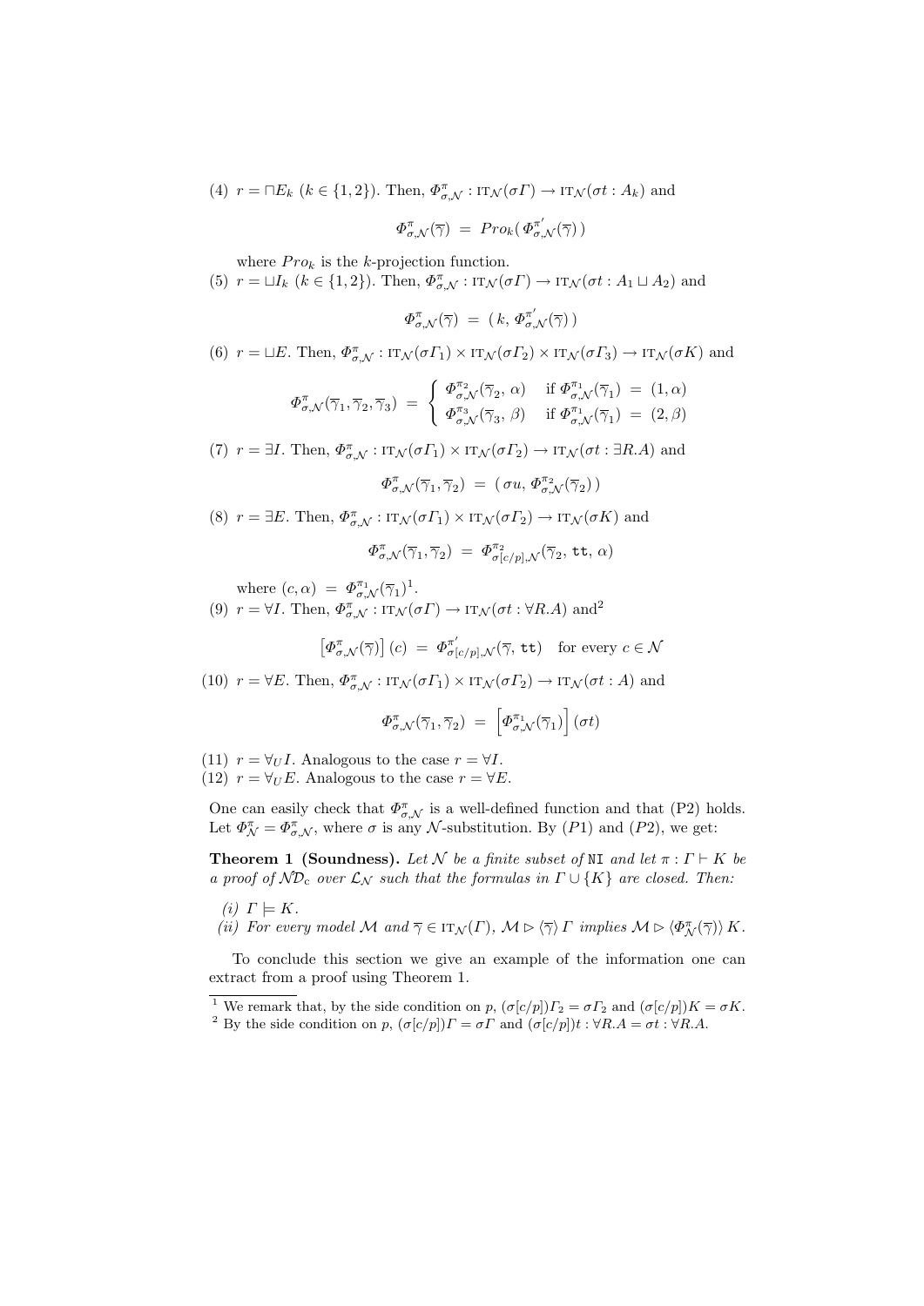(4) $r = \sqcap E_k$ $(k \in \{1,2\})$. Then, $\Phi^{\pi}_{\sigma,\mathcal{N}} : \mathrm{IT}_{\mathcal{N}}(\sigma\Gamma) \to \mathrm{IT}_{\mathcal{N}}(\sigma t : A_k)$ and

$$\Phi^{\pi}_{\sigma,\mathcal{N}}(\overline{\gamma}) \;=\; Pro_k(\, \Phi^{\pi'}_{\sigma,\mathcal{N}}(\overline{\gamma})\,)$$

where $Pro_k$ is the $k$-projection function.

(5) $r = \sqcup I_k$ $(k \in \{1,2\})$. Then, $\Phi^{\pi}_{\sigma,\mathcal{N}} : \mathrm{IT}_{\mathcal{N}}(\sigma\Gamma) \to \mathrm{IT}_{\mathcal{N}}(\sigma t : A_1 \sqcup A_2)$ and

$$\Phi^{\pi}_{\sigma,\mathcal{N}}(\overline{\gamma}) \;=\; (\, k,\, \Phi^{\pi'}_{\sigma,\mathcal{N}}(\overline{\gamma})\,)$$

(6) $r = \sqcup E$. Then, $\Phi^{\pi}_{\sigma,\mathcal{N}} : \mathrm{IT}_{\mathcal{N}}(\sigma\Gamma_1) \times \mathrm{IT}_{\mathcal{N}}(\sigma\Gamma_2) \times \mathrm{IT}_{\mathcal{N}}(\sigma\Gamma_3) \to \mathrm{IT}_{\mathcal{N}}(\sigma K)$ and

$$\Phi^{\pi}_{\sigma,\mathcal{N}}(\overline{\gamma}_1, \overline{\gamma}_2, \overline{\gamma}_3) \;=\; \begin{cases} \Phi^{\pi_2}_{\sigma,\mathcal{N}}(\overline{\gamma}_2,\, \alpha) & \text{if } \Phi^{\pi_1}_{\sigma,\mathcal{N}}(\overline{\gamma}_1) \;=\; (1, \alpha) \\ \Phi^{\pi_3}_{\sigma,\mathcal{N}}(\overline{\gamma}_3,\, \beta) & \text{if } \Phi^{\pi_1}_{\sigma,\mathcal{N}}(\overline{\gamma}_1) \;=\; (2, \beta) \end{cases}$$

(7) $r = \exists I$. Then, $\Phi^{\pi}_{\sigma,\mathcal{N}} : \mathrm{IT}_{\mathcal{N}}(\sigma\Gamma_1) \times \mathrm{IT}_{\mathcal{N}}(\sigma\Gamma_2) \to \mathrm{IT}_{\mathcal{N}}(\sigma t : \exists R.A)$ and

$$\Phi^{\pi}_{\sigma,\mathcal{N}}(\overline{\gamma}_1, \overline{\gamma}_2) \;=\; (\, \sigma u,\, \Phi^{\pi_2}_{\sigma,\mathcal{N}}(\overline{\gamma}_2)\,)$$

(8) $r = \exists E$. Then, $\Phi^{\pi}_{\sigma,\mathcal{N}} : \mathrm{IT}_{\mathcal{N}}(\sigma\Gamma_1) \times \mathrm{IT}_{\mathcal{N}}(\sigma\Gamma_2) \to \mathrm{IT}_{\mathcal{N}}(\sigma K)$ and

$$\Phi^{\pi}_{\sigma,\mathcal{N}}(\overline{\gamma}_1, \overline{\gamma}_2) \;=\; \Phi^{\pi_2}_{\sigma[c/p],\mathcal{N}}(\overline{\gamma}_2,\, \mathtt{tt},\, \alpha)$$

where $(c, \alpha) \;=\; \Phi^{\pi_1}_{\sigma,\mathcal{N}}(\overline{\gamma}_1)$[1].

(9) $r = \forall I$. Then, $\Phi^{\pi}_{\sigma,\mathcal{N}} : \mathrm{IT}_{\mathcal{N}}(\sigma\Gamma) \to \mathrm{IT}_{\mathcal{N}}(\sigma t : \forall R.A)$ and[2]

$$\left[\Phi^{\pi}_{\sigma,\mathcal{N}}(\overline{\gamma})\right](c) \;=\; \Phi^{\pi'}_{\sigma[c/p],\mathcal{N}}(\overline{\gamma},\, \mathtt{tt}) \quad \text{for every } c \in \mathcal{N}$$

(10) $r = \forall E$. Then, $\Phi^{\pi}_{\sigma,\mathcal{N}} : \mathrm{IT}_{\mathcal{N}}(\sigma\Gamma_1) \times \mathrm{IT}_{\mathcal{N}}(\sigma\Gamma_2) \to \mathrm{IT}_{\mathcal{N}}(\sigma t : A)$ and

$$\Phi^{\pi}_{\sigma,\mathcal{N}}(\overline{\gamma}_1, \overline{\gamma}_2) \;=\; \left[\Phi^{\pi_1}_{\sigma,\mathcal{N}}(\overline{\gamma}_1)\right](\sigma t)$$

(11) $r = \forall_U I$. Analogous to the case $r = \forall I$.

(12) $r = \forall_U E$. Analogous to the case $r = \forall E$.

One can easily check that $\Phi^{\pi}_{\sigma,\mathcal{N}}$ is a well-defined function and that (P2) holds. Let $\Phi^{\pi}_{\mathcal{N}} = \Phi^{\pi}_{\sigma,\mathcal{N}}$, where $\sigma$ is any $\mathcal{N}$-substitution. By $(P1)$ and $(P2)$, we get:

**Theorem 1 (Soundness).** *Let $\mathcal{N}$ be a finite subset of* NI *and let $\pi : \Gamma \vdash K$ be a proof of $\mathcal{ND}_{\mathrm{c}}$ over $\mathcal{L}_{\mathcal{N}}$ such that the formulas in $\Gamma \cup \{K\}$ are closed. Then:*

*(i) $\Gamma \models K$.*

*(ii) For every model $\mathcal{M}$ and $\overline{\gamma} \in \mathrm{IT}_{\mathcal{N}}(\Gamma)$, $\mathcal{M} \rhd \langle\overline{\gamma}\rangle\, \Gamma$ implies $\mathcal{M} \rhd \langle\Phi^{\pi}_{\mathcal{N}}(\overline{\gamma})\rangle\, K$.*

To conclude this section we give an example of the information one can extract from a proof using Theorem 1.

[1] We remark that, by the side condition on $p$, $(\sigma[c/p])\Gamma_2 = \sigma\Gamma_2$ and $(\sigma[c/p])K = \sigma K$.

[2] By the side condition on $p$, $(\sigma[c/p])\Gamma = \sigma\Gamma$ and $(\sigma[c/p])t : \forall R.A = \sigma t : \forall R.A$.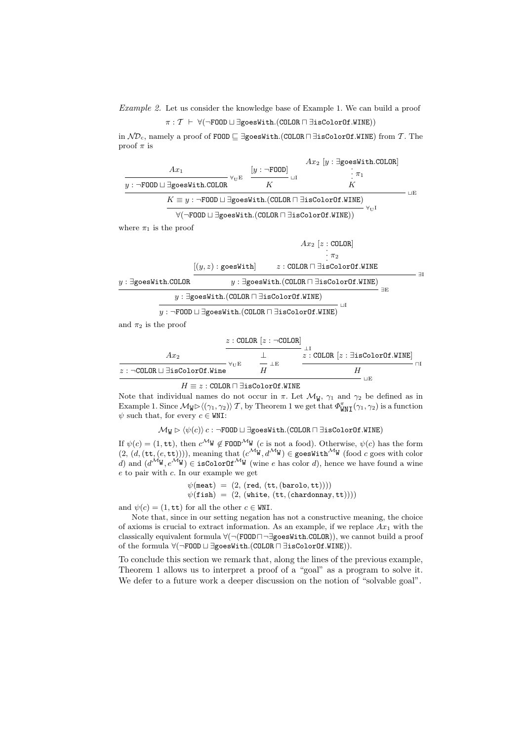*Example 2.* Let us consider the knowledge base of Example 1. We can build a proof

$$\pi : \mathcal{T} \vdash \forall(\neg\mathtt{FOOD} \sqcup \exists\mathtt{goesWith}.(\mathtt{COLOR} \sqcap \exists\mathtt{isColorOf}.\mathtt{WINE}))$$

in $\mathcal{ND}_c$, namely a proof of $\mathtt{FOOD} \sqsubseteq \exists\mathtt{goesWith}.(\mathtt{COLOR} \sqcap \exists\mathtt{isColorOf}.\mathtt{WINE})$ from $\mathcal{T}$. The proof $\pi$ is

$$\dfrac{\dfrac{\dfrac{Ax_1}{y : \neg\mathtt{FOOD} \sqcup \exists\mathtt{goesWith}.\mathtt{COLOR}}\,\forall_{\mathrm{U}}\mathrm{E} \qquad \dfrac{[y : \neg\mathtt{FOOD}]}{K}\,\sqcup\mathrm{I} \qquad \begin{array}{c} Ax_2\ [y : \exists\mathtt{goesWith}.\mathtt{COLOR}] \\ \vdots\ \pi_1 \\ K \end{array}}{K \equiv y : \neg\mathtt{FOOD} \sqcup \exists\mathtt{goesWith}.(\mathtt{COLOR} \sqcap \exists\mathtt{isColorOf}.\mathtt{WINE})}\,\sqcup\mathrm{E}}{\forall(\neg\mathtt{FOOD} \sqcup \exists\mathtt{goesWith}.(\mathtt{COLOR} \sqcap \exists\mathtt{isColorOf}.\mathtt{WINE}))}\,\forall_{\mathrm{U}}\mathrm{I}$$

where $\pi_1$ is the proof

$$\dfrac{\dfrac{y : \exists\mathtt{goesWith}.\mathtt{COLOR} \qquad \dfrac{[(y,z) : \mathtt{goesWith}] \qquad \begin{array}{c} Ax_2\ [z : \mathtt{COLOR}] \\ \vdots\ \pi_2 \\ z : \mathtt{COLOR} \sqcap \exists\mathtt{isColorOf}.\mathtt{WINE} \end{array}}{y : \exists\mathtt{goesWith}.(\mathtt{COLOR} \sqcap \exists\mathtt{isColorOf}.\mathtt{WINE})}\,\exists\mathrm{I}}{y : \exists\mathtt{goesWith}.(\mathtt{COLOR} \sqcap \exists\mathtt{isColorOf}.\mathtt{WINE})}\,\exists\mathrm{E}}{y : \neg\mathtt{FOOD} \sqcup \exists\mathtt{goesWith}.(\mathtt{COLOR} \sqcap \exists\mathtt{isColorOf}.\mathtt{WINE})}\,\sqcup\mathrm{I}$$

and $\pi_2$ is the proof

$$\dfrac{\dfrac{Ax_2}{z : \neg\mathtt{COLOR} \sqcup \exists\mathtt{isColorOf}.\mathtt{Wine}}\,\forall_{\mathrm{U}}\mathrm{E} \qquad \dfrac{\dfrac{z : \mathtt{COLOR}\ [z : \neg\mathtt{COLOR}]}{\bot}\,\bot\mathrm{I}}{H}\,\bot\mathrm{E} \qquad \dfrac{z : \mathtt{COLOR}\ [z : \exists\mathtt{isColorOf}.\mathtt{WINE}]}{H}\,\sqcap\mathrm{I}}{H \equiv z : \mathtt{COLOR} \sqcap \exists\mathtt{isColorOf}.\mathtt{WINE}}\,\sqcup\mathrm{E}$$

Note that individual names do not occur in $\pi$. Let $\mathcal{M}_{\mathtt{W}}$, $\gamma_1$ and $\gamma_2$ be defined as in Example 1. Since $\mathcal{M}_{\mathtt{W}} \triangleright \langle(\gamma_1,\gamma_2)\rangle\, \mathcal{T}$, by Theorem 1 we get that $\Phi^{\pi}_{\mathtt{WNI}}(\gamma_1,\gamma_2)$ is a function $\psi$ such that, for every $c \in \mathtt{WNI}$:

$$\mathcal{M}_{\mathtt{W}} \triangleright \langle\psi(c)\rangle\, c : \neg\mathtt{FOOD} \sqcup \exists\mathtt{goesWith}.(\mathtt{COLOR} \sqcap \exists\mathtt{isColorOf}.\mathtt{WINE})$$

If $\psi(c) = (1,\mathtt{tt})$, then $c^{\mathcal{M}_{\mathtt{W}}} \notin \mathtt{FOOD}^{\mathcal{M}_{\mathtt{W}}}$ ($c$ is not a food). Otherwise, $\psi(c)$ has the form $(2, (d, (\mathtt{tt}, (e, \mathtt{tt}))))$, meaning that $(c^{\mathcal{M}_{\mathtt{W}}}, d^{\mathcal{M}_{\mathtt{W}}}) \in \mathtt{goesWith}^{\mathcal{M}_{\mathtt{W}}}$ (food $c$ goes with color $d$) and $(d^{\mathcal{M}_{\mathtt{W}}}, e^{\mathcal{M}_{\mathtt{W}}}) \in \mathtt{isColorOf}^{\mathcal{M}_{\mathtt{W}}}$ (wine $e$ has color $d$), hence we have found a wine $e$ to pair with $c$. In our example we get

$$\begin{aligned}
\psi(\mathtt{meat}) &= (2, (\mathtt{red}, (\mathtt{tt}, (\mathtt{barolo}, \mathtt{tt})))) \\
\psi(\mathtt{fish}) &= (2, (\mathtt{white}, (\mathtt{tt}, (\mathtt{chardonnay}, \mathtt{tt}))))
\end{aligned}$$

and $\psi(c) = (1,\mathtt{tt})$ for all the other $c \in \mathtt{WNI}$.

Note that, since in our setting negation has not a constructive meaning, the choice of axioms is crucial to extract information. As an example, if we replace $Ax_1$ with the classically equivalent formula $\forall(\neg(\mathtt{FOOD} \sqcap \neg\exists\mathtt{goesWith}.\mathtt{COLOR}))$, we cannot build a proof of the formula $\forall(\neg\mathtt{FOOD} \sqcup \exists\mathtt{goesWith}.(\mathtt{COLOR} \sqcap \exists\mathtt{isColorOf}.\mathtt{WINE}))$.

To conclude this section we remark that, along the lines of the previous example, Theorem 1 allows us to interpret a proof of a "goal" as a program to solve it. We defer to a future work a deeper discussion on the notion of "solvable goal".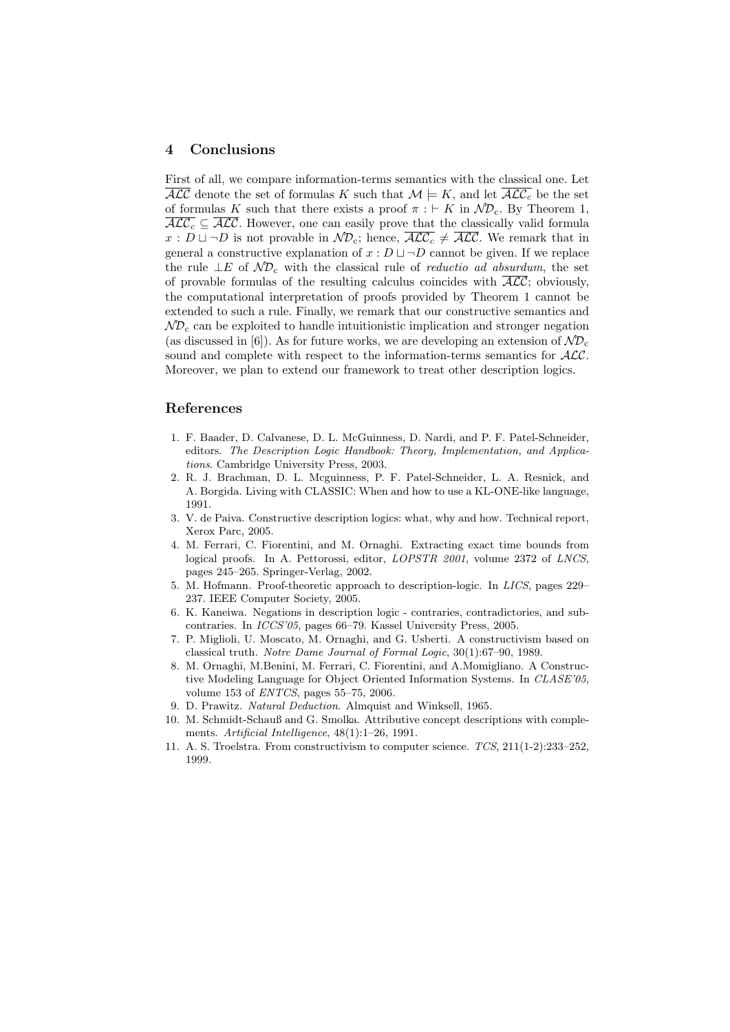## 4 Conclusions

First of all, we compare information-terms semantics with the classical one. Let $\overline{\mathcal{ALC}}$ denote the set of formulas $K$ such that $\mathcal{M} \models K$, and let $\overline{\mathcal{ALC}_c}$ be the set of formulas $K$ such that there exists a proof $\pi : \vdash K$ in $\mathcal{ND}_c$. By Theorem 1, $\overline{\mathcal{ALC}_c} \subseteq \overline{\mathcal{ALC}}$. However, one can easily prove that the classically valid formula $x : D \sqcup \neg D$ is not provable in $\mathcal{ND}_c$; hence, $\overline{\mathcal{ALC}_c} \neq \overline{\mathcal{ALC}}$. We remark that in general a constructive explanation of $x : D \sqcup \neg D$ cannot be given. If we replace the rule $\bot E$ of $\mathcal{ND}_c$ with the classical rule of *reductio ad absurdum*, the set of provable formulas of the resulting calculus coincides with $\overline{\mathcal{ALC}}$; obviously, the computational interpretation of proofs provided by Theorem 1 cannot be extended to such a rule. Finally, we remark that our constructive semantics and $\mathcal{ND}_c$ can be exploited to handle intuitionistic implication and stronger negation (as discussed in [6]). As for future works, we are developing an extension of $\mathcal{ND}_c$ sound and complete with respect to the information-terms semantics for $\mathcal{ALC}$. Moreover, we plan to extend our framework to treat other description logics.

## References

1. F. Baader, D. Calvanese, D. L. McGuinness, D. Nardi, and P. F. Patel-Schneider, editors. *The Description Logic Handbook: Theory, Implementation, and Applications*. Cambridge University Press, 2003.
2. R. J. Brachman, D. L. Mcguinness, P. F. Patel-Schneider, L. A. Resnick, and A. Borgida. Living with CLASSIC: When and how to use a KL-ONE-like language, 1991.
3. V. de Paiva. Constructive description logics: what, why and how. Technical report, Xerox Parc, 2005.
4. M. Ferrari, C. Fiorentini, and M. Ornaghi. Extracting exact time bounds from logical proofs. In A. Pettorossi, editor, *LOPSTR 2001*, volume 2372 of *LNCS*, pages 245–265. Springer-Verlag, 2002.
5. M. Hofmann. Proof-theoretic approach to description-logic. In *LICS*, pages 229–237. IEEE Computer Society, 2005.
6. K. Kaneiwa. Negations in description logic - contraries, contradictories, and subcontraries. In *ICCS'05*, pages 66–79. Kassel University Press, 2005.
7. P. Miglioli, U. Moscato, M. Ornaghi, and G. Usberti. A constructivism based on classical truth. *Notre Dame Journal of Formal Logic*, 30(1):67–90, 1989.
8. M. Ornaghi, M.Benini, M. Ferrari, C. Fiorentini, and A.Momigliano. A Constructive Modeling Language for Object Oriented Information Systems. In *CLASE'05*, volume 153 of *ENTCS*, pages 55–75, 2006.
9. D. Prawitz. *Natural Deduction*. Almquist and Winksell, 1965.
10. M. Schmidt-Schauß and G. Smolka. Attributive concept descriptions with complements. *Artificial Intelligence*, 48(1):1–26, 1991.
11. A. S. Troelstra. From constructivism to computer science. *TCS*, 211(1-2):233–252, 1999.